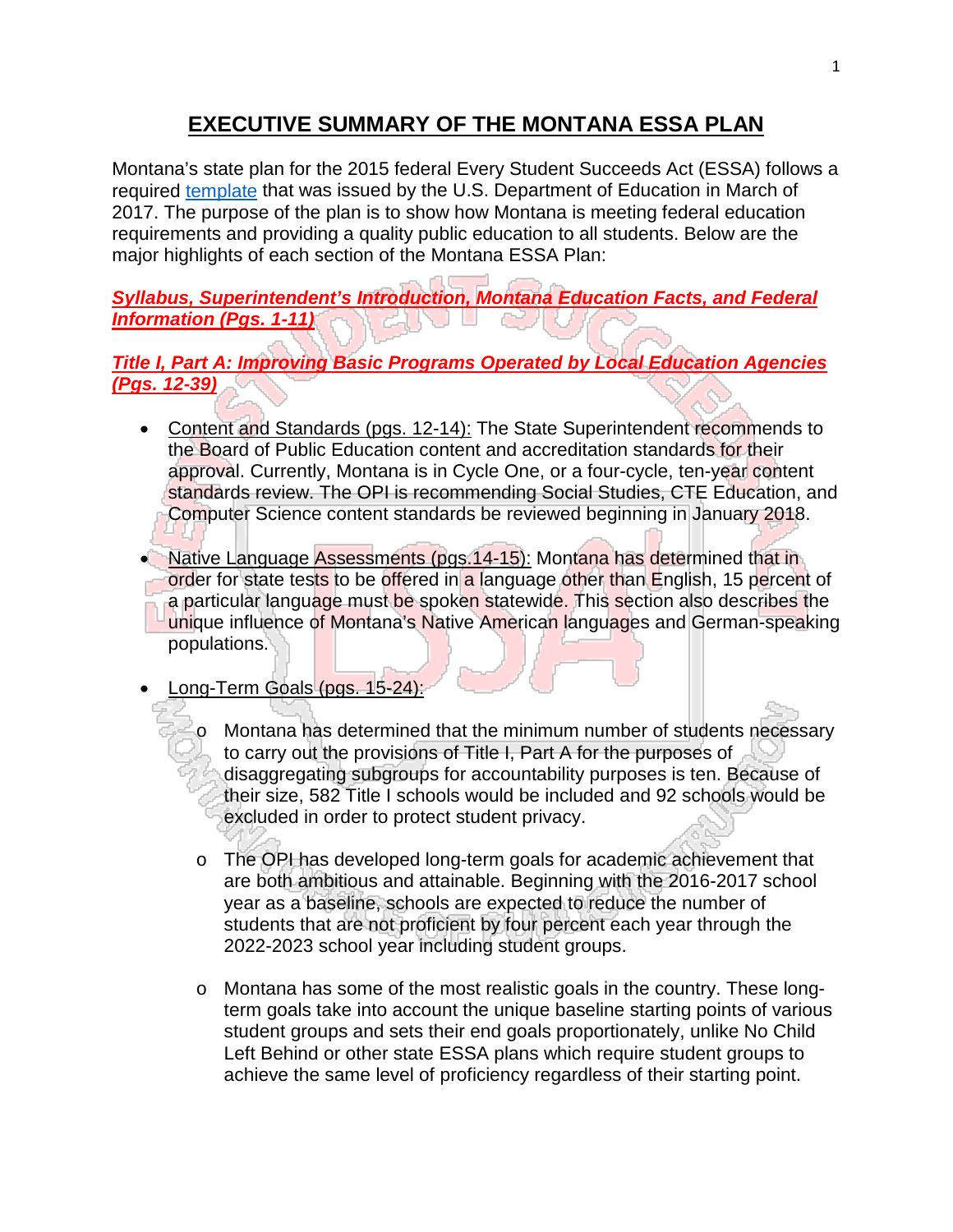# EXECUTIVE SUMMARY OF THE MONTANA ESSA PLAN

Montana's state plan for the 2015 federal Every Student Succeeds Act (ESSA) follows a required template that was issued by the U.S. Department of Education in March of 2017. The purpose of the plan is to show how Montana is meeting federal education requirements and providing a quality public education to all students. Below are the major highlights of each section of the Montana ESSA Plan:

## *Syllabus, Superintendent's Introduction, Montana Education Facts, and Federal Information (Pgs. 1-11)*

## *Title I, Part A: Improving Basic Programs Operated by Local Education Agencies (Pgs. 12-39)*

- Content and Standards (pgs. 12-14): The State Superintendent recommends to the Board of Public Education content and accreditation standards for their approval. Currently, Montana is in Cycle One, or a four-cycle, ten-year content standards review. The OPI is recommending Social Studies, CTE Education, and Computer Science content standards be reviewed beginning in January 2018.

- Native Language Assessments (pgs.14-15): Montana has determined that in order for state tests to be offered in a language other than English, 15 percent of a particular language must be spoken statewide. This section also describes the unique influence of Montana's Native American languages and German-speaking populations.

- Long-Term Goals (pgs. 15-24):
  - Montana has determined that the minimum number of students necessary to carry out the provisions of Title I, Part A for the purposes of disaggregating subgroups for accountability purposes is ten. Because of their size, 582 Title I schools would be included and 92 schools would be excluded in order to protect student privacy.
  - The OPI has developed long-term goals for academic achievement that are both ambitious and attainable. Beginning with the 2016-2017 school year as a baseline, schools are expected to reduce the number of students that are not proficient by four percent each year through the 2022-2023 school year including student groups.
  - Montana has some of the most realistic goals in the country. These long-term goals take into account the unique baseline starting points of various student groups and sets their end goals proportionately, unlike No Child Left Behind or other state ESSA plans which require student groups to achieve the same level of proficiency regardless of their starting point.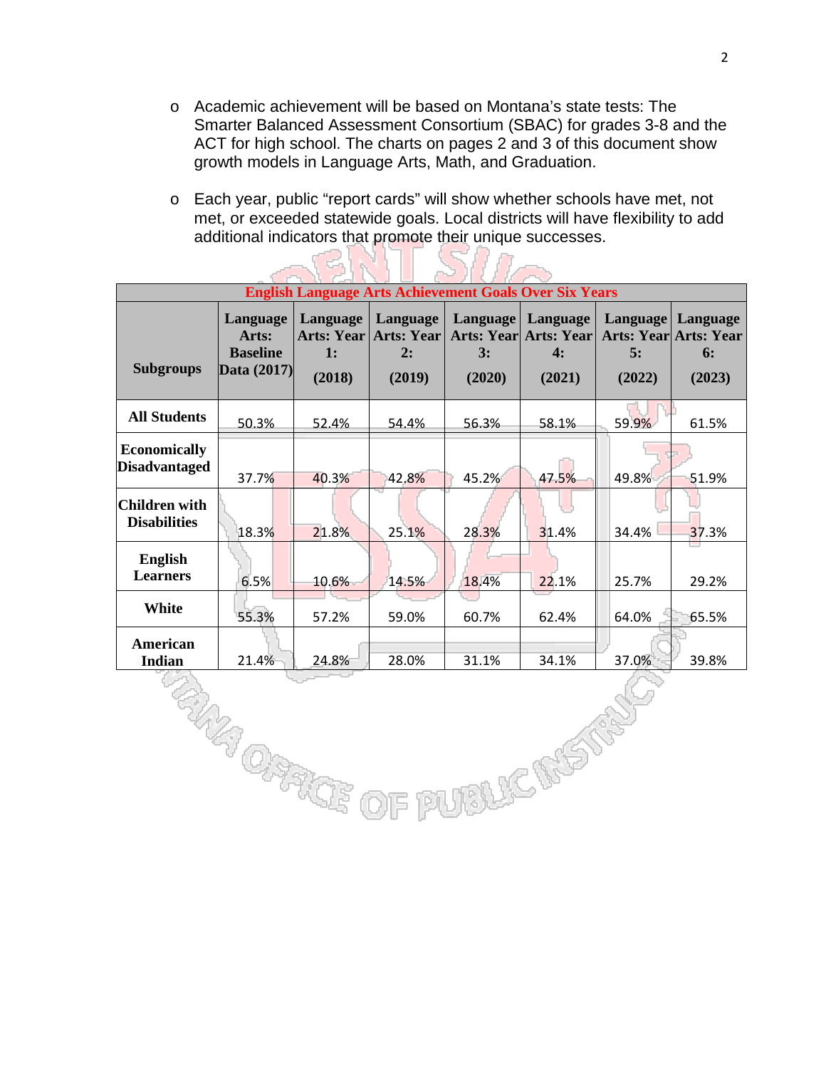- Academic achievement will be based on Montana's state tests: The Smarter Balanced Assessment Consortium (SBAC) for grades 3-8 and the ACT for high school. The charts on pages 2 and 3 of this document show growth models in Language Arts, Math, and Graduation.

- Each year, public "report cards" will show whether schools have met, not met, or exceeded statewide goals. Local districts will have flexibility to add additional indicators that promote their unique successes.

| English Language Arts Achievement Goals Over Six Years | | | | | | | |
|---|---|---|---|---|---|---|---|
| **Subgroups** | **Language Arts: Baseline Data (2017)** | **Language Arts: Year 1: (2018)** | **Language Arts: Year 2: (2019)** | **Language Arts: Year 3: (2020)** | **Language Arts: Year 4: (2021)** | **Language Arts: Year 5: (2022)** | **Language Arts: Year 6: (2023)** |
| **All Students** | 50.3% | 52.4% | 54.4% | 56.3% | 58.1% | 59.9% | 61.5% |
| **Economically Disadvantaged** | 37.7% | 40.3% | 42.8% | 45.2% | 47.5% | 49.8% | 51.9% |
| **Children with Disabilities** | 18.3% | 21.8% | 25.1% | 28.3% | 31.4% | 34.4% | 37.3% |
| **English Learners** | 6.5% | 10.6% | 14.5% | 18.4% | 22.1% | 25.7% | 29.2% |
| **White** | 55.3% | 57.2% | 59.0% | 60.7% | 62.4% | 64.0% | 65.5% |
| **American Indian** | 21.4% | 24.8% | 28.0% | 31.1% | 34.1% | 37.0% | 39.8% |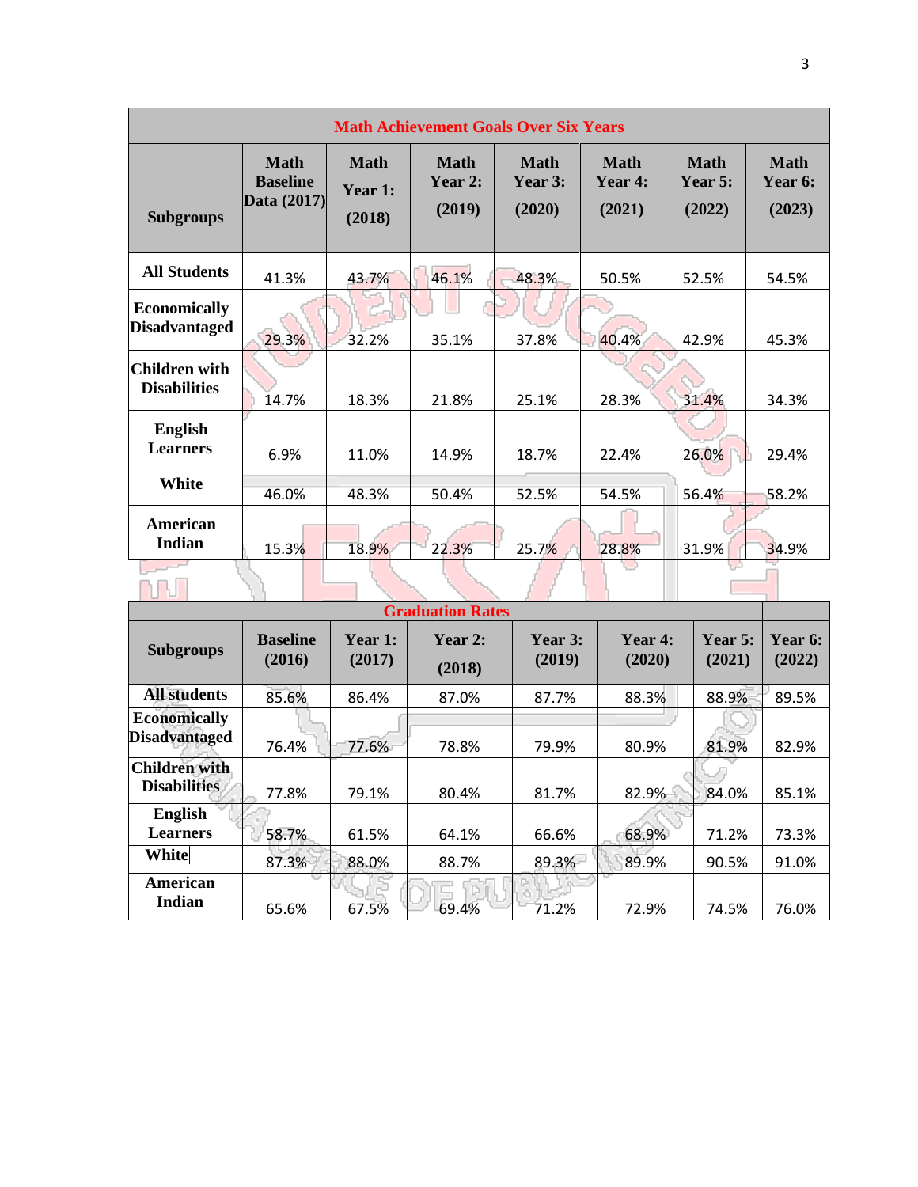| Math Achievement Goals Over Six Years | | | | | | | |
|---|---|---|---|---|---|---|---|
| **Subgroups** | **Math Baseline Data (2017)** | **Math Year 1: (2018)** | **Math Year 2: (2019)** | **Math Year 3: (2020)** | **Math Year 4: (2021)** | **Math Year 5: (2022)** | **Math Year 6: (2023)** |
| **All Students** | 41.3% | 43.7% | 46.1% | 48.3% | 50.5% | 52.5% | 54.5% |
| **Economically Disadvantaged** | 29.3% | 32.2% | 35.1% | 37.8% | 40.4% | 42.9% | 45.3% |
| **Children with Disabilities** | 14.7% | 18.3% | 21.8% | 25.1% | 28.3% | 31.4% | 34.3% |
| **English Learners** | 6.9% | 11.0% | 14.9% | 18.7% | 22.4% | 26.0% | 29.4% |
| **White** | 46.0% | 48.3% | 50.4% | 52.5% | 54.5% | 56.4% | 58.2% |
| **American Indian** | 15.3% | 18.9% | 22.3% | 25.7% | 28.8% | 31.9% | 34.9% |

| Graduation Rates | | | | | | | |
|---|---|---|---|---|---|---|---|
| **Subgroups** | **Baseline (2016)** | **Year 1: (2017)** | **Year 2: (2018)** | **Year 3: (2019)** | **Year 4: (2020)** | **Year 5: (2021)** | **Year 6: (2022)** |
| **All students** | 85.6% | 86.4% | 87.0% | 87.7% | 88.3% | 88.9% | 89.5% |
| **Economically Disadvantaged** | 76.4% | 77.6% | 78.8% | 79.9% | 80.9% | 81.9% | 82.9% |
| **Children with Disabilities** | 77.8% | 79.1% | 80.4% | 81.7% | 82.9% | 84.0% | 85.1% |
| **English Learners** | 58.7% | 61.5% | 64.1% | 66.6% | 68.9% | 71.2% | 73.3% |
| **White** | 87.3% | 88.0% | 88.7% | 89.3% | 89.9% | 90.5% | 91.0% |
| **American Indian** | 65.6% | 67.5% | 69.4% | 71.2% | 72.9% | 74.5% | 76.0% |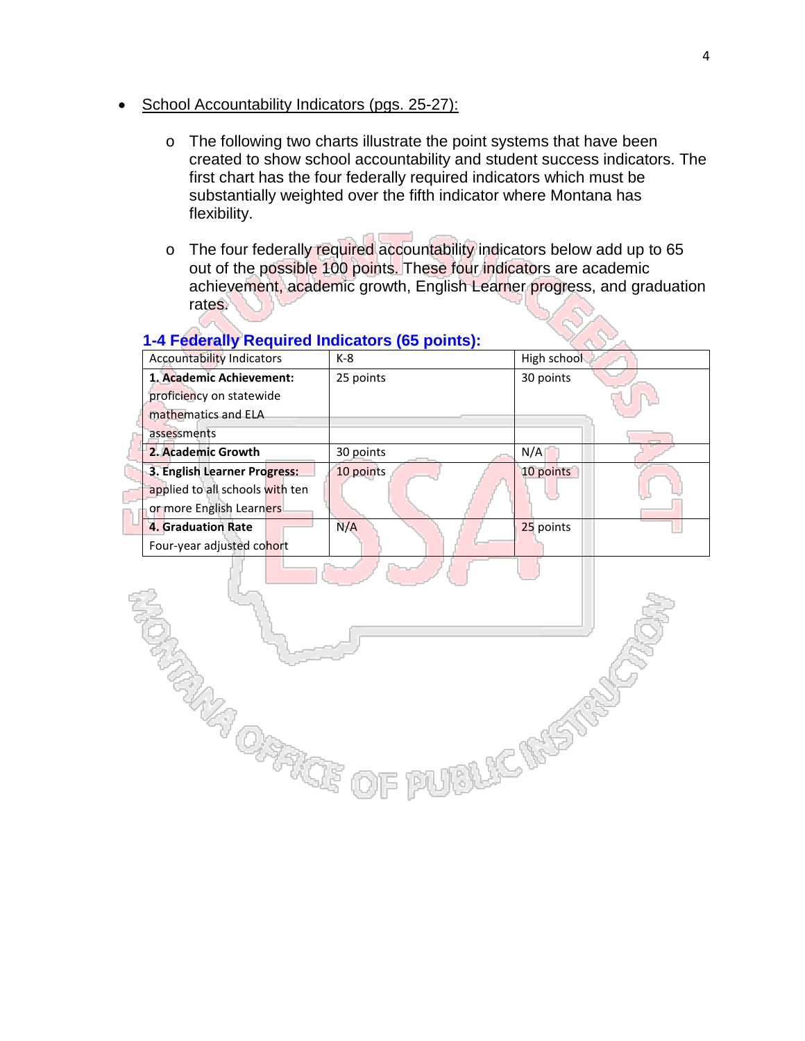- School Accountability Indicators (pgs. 25-27):

  - The following two charts illustrate the point systems that have been created to show school accountability and student success indicators. The first chart has the four federally required indicators which must be substantially weighted over the fifth indicator where Montana has flexibility.

  - The four federally required accountability indicators below add up to 65 out of the possible 100 points. These four indicators are academic achievement, academic growth, English Learner progress, and graduation rates.

### 1-4 Federally Required Indicators (65 points):

| Accountability Indicators | K-8 | High school |
| --- | --- | --- |
| **1. Academic Achievement:** proficiency on statewide mathematics and ELA assessments | 25 points | 30 points |
| **2. Academic Growth** | 30 points | N/A |
| **3. English Learner Progress:** applied to all schools with ten or more English Learners | 10 points | 10 points |
| **4. Graduation Rate** Four-year adjusted cohort | N/A | 25 points |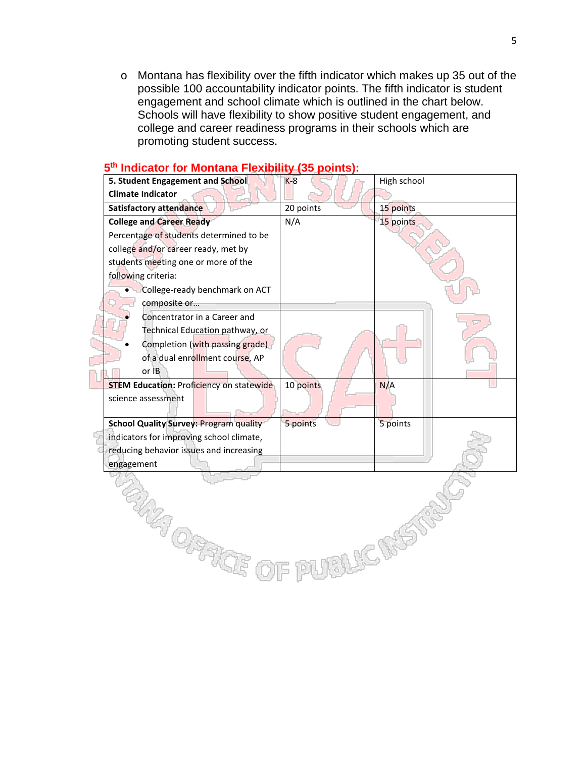- Montana has flexibility over the fifth indicator which makes up 35 out of the possible 100 accountability indicator points. The fifth indicator is student engagement and school climate which is outlined in the chart below. Schools will have flexibility to show positive student engagement, and college and career readiness programs in their schools which are promoting student success.

### 5th Indicator for Montana Flexibility (35 points):

| **5. Student Engagement and School Climate Indicator** | K-8 | High school |
|---|---|---|
| **Satisfactory attendance** | 20 points | 15 points |
| **College and Career Ready** Percentage of students determined to be college and/or career ready, met by students meeting one or more of the following criteria: <br>• College-ready benchmark on ACT composite or… <br>• Concentrator in a Career and Technical Education pathway, or <br>• Completion (with passing grade) of a dual enrollment course, AP or IB | N/A | 15 points |
| **STEM Education:** Proficiency on statewide science assessment | 10 points | N/A |
| **School Quality Survey:** Program quality indicators for improving school climate, reducing behavior issues and increasing engagement | 5 points | 5 points |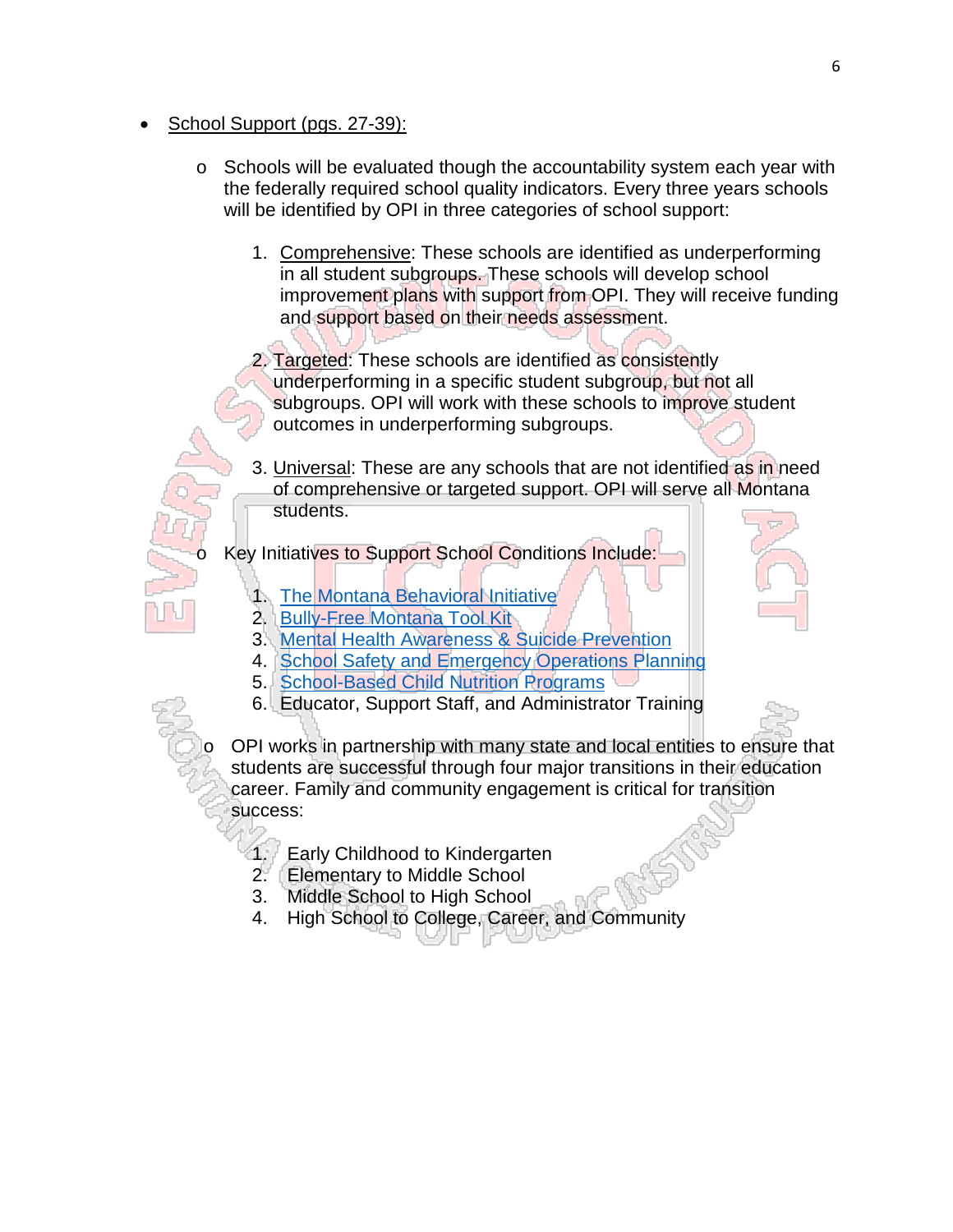- School Support (pgs. 27-39):
    - Schools will be evaluated though the accountability system each year with the federally required school quality indicators. Every three years schools will be identified by OPI in three categories of school support:
        1. Comprehensive: These schools are identified as underperforming in all student subgroups. These schools will develop school improvement plans with support from OPI. They will receive funding and support based on their needs assessment.
        2. Targeted: These schools are identified as consistently underperforming in a specific student subgroup, but not all subgroups. OPI will work with these schools to improve student outcomes in underperforming subgroups.
        3. Universal: These are any schools that are not identified as in need of comprehensive or targeted support. OPI will serve all Montana students.
    - Key Initiatives to Support School Conditions Include:
        1. The Montana Behavioral Initiative
        2. Bully-Free Montana Tool Kit
        3. Mental Health Awareness & Suicide Prevention
        4. School Safety and Emergency Operations Planning
        5. School-Based Child Nutrition Programs
        6. Educator, Support Staff, and Administrator Training
    - OPI works in partnership with many state and local entities to ensure that students are successful through four major transitions in their education career. Family and community engagement is critical for transition success:
        1. Early Childhood to Kindergarten
        2. Elementary to Middle School
        3. Middle School to High School
        4. High School to College, Career, and Community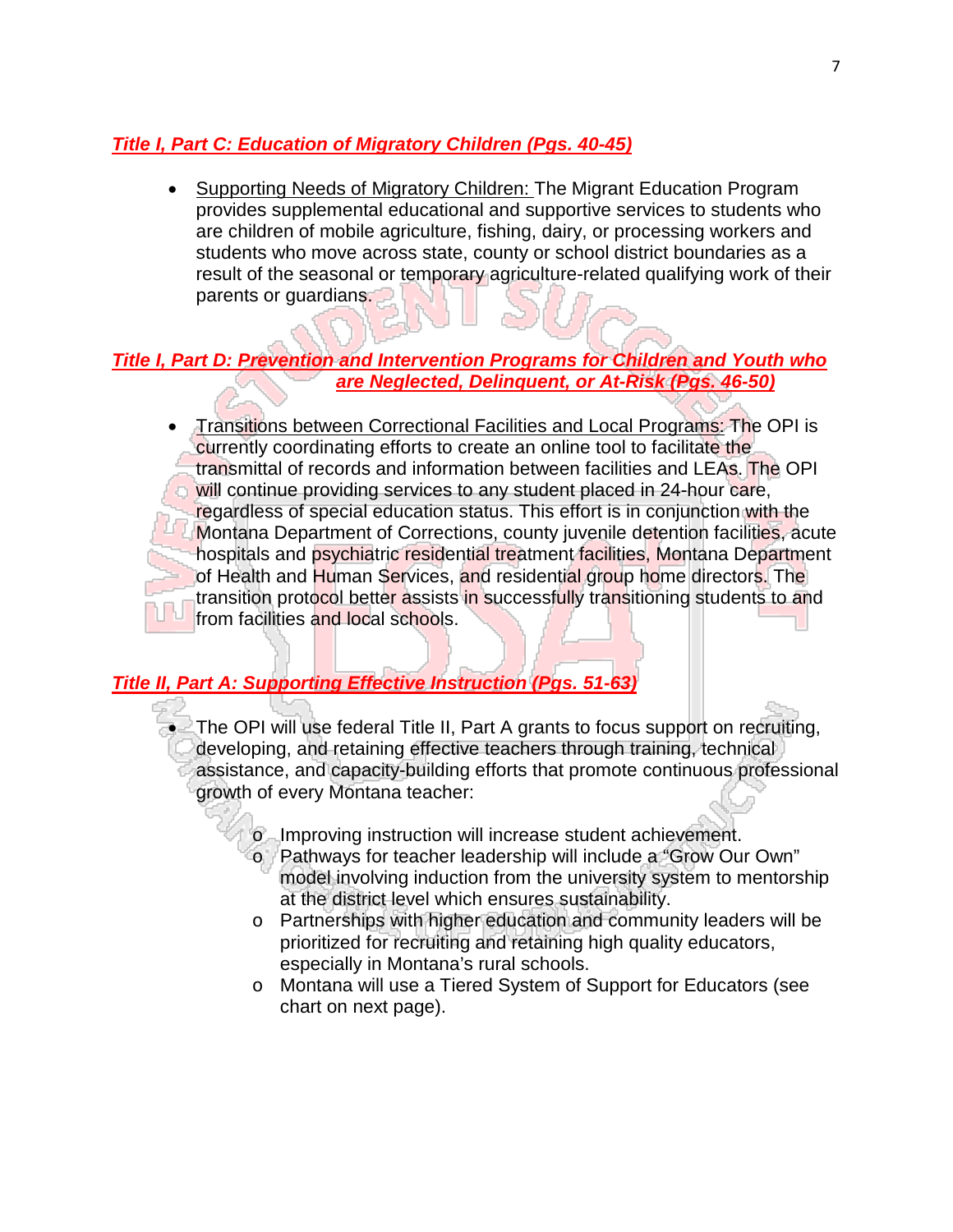### ***Title I, Part C: Education of Migratory Children (Pgs. 40-45)***

- Supporting Needs of Migratory Children: The Migrant Education Program provides supplemental educational and supportive services to students who are children of mobile agriculture, fishing, dairy, or processing workers and students who move across state, county or school district boundaries as a result of the seasonal or temporary agriculture-related qualifying work of their parents or guardians.

### ***Title I, Part D: Prevention and Intervention Programs for Children and Youth who are Neglected, Delinquent, or At-Risk (Pgs. 46-50)***

- Transitions between Correctional Facilities and Local Programs: The OPI is currently coordinating efforts to create an online tool to facilitate the transmittal of records and information between facilities and LEAs. The OPI will continue providing services to any student placed in 24-hour care, regardless of special education status. This effort is in conjunction with the Montana Department of Corrections, county juvenile detention facilities, acute hospitals and psychiatric residential treatment facilities, Montana Department of Health and Human Services, and residential group home directors. The transition protocol better assists in successfully transitioning students to and from facilities and local schools.

### ***Title II, Part A: Supporting Effective Instruction (Pgs. 51-63)***

- The OPI will use federal Title II, Part A grants to focus support on recruiting, developing, and retaining effective teachers through training, technical assistance, and capacity-building efforts that promote continuous professional growth of every Montana teacher:
  - Improving instruction will increase student achievement.
  - Pathways for teacher leadership will include a "Grow Our Own" model involving induction from the university system to mentorship at the district level which ensures sustainability.
  - Partnerships with higher education and community leaders will be prioritized for recruiting and retaining high quality educators, especially in Montana's rural schools.
  - Montana will use a Tiered System of Support for Educators (see chart on next page).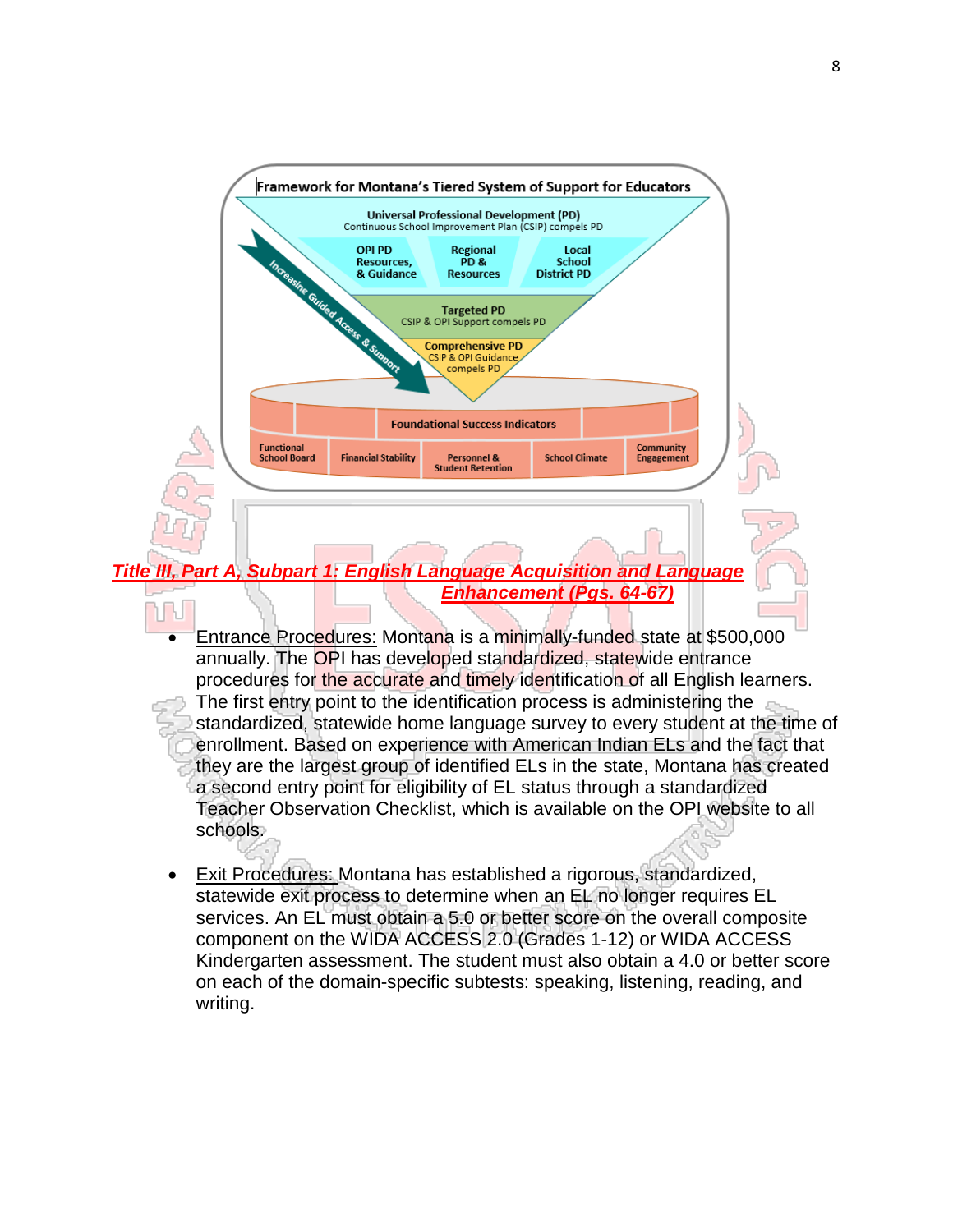Framework for Montana's Tiered System of Support for Educators

Universal Professional Development (PD)
Continuous School Improvement Plan (CSIP) compels PD

OPI PD Resources, & Guidance

Regional PD & Resources

Local School District PD

Targeted PD
CSIP & OPI Support compels PD

Comprehensive PD
CSIP & OPI Guidance compels PD

Increasing Guided Access & Support

Foundational Success Indicators

Functional School Board | Financial Stability | Personnel & Student Retention | School Climate | Community Engagement

***Title III, Part A, Subpart 1: English Language Acquisition and Language Enhancement (Pgs. 64-67)***

- Entrance Procedures: Montana is a minimally-funded state at $500,000 annually. The OPI has developed standardized, statewide entrance procedures for the accurate and timely identification of all English learners. The first entry point to the identification process is administering the standardized, statewide home language survey to every student at the time of enrollment. Based on experience with American Indian ELs and the fact that they are the largest group of identified ELs in the state, Montana has created a second entry point for eligibility of EL status through a standardized Teacher Observation Checklist, which is available on the OPI website to all schools.

- Exit Procedures: Montana has established a rigorous, standardized, statewide exit process to determine when an EL no longer requires EL services. An EL must obtain a 5.0 or better score on the overall composite component on the WIDA ACCESS 2.0 (Grades 1-12) or WIDA ACCESS Kindergarten assessment. The student must also obtain a 4.0 or better score on each of the domain-specific subtests: speaking, listening, reading, and writing.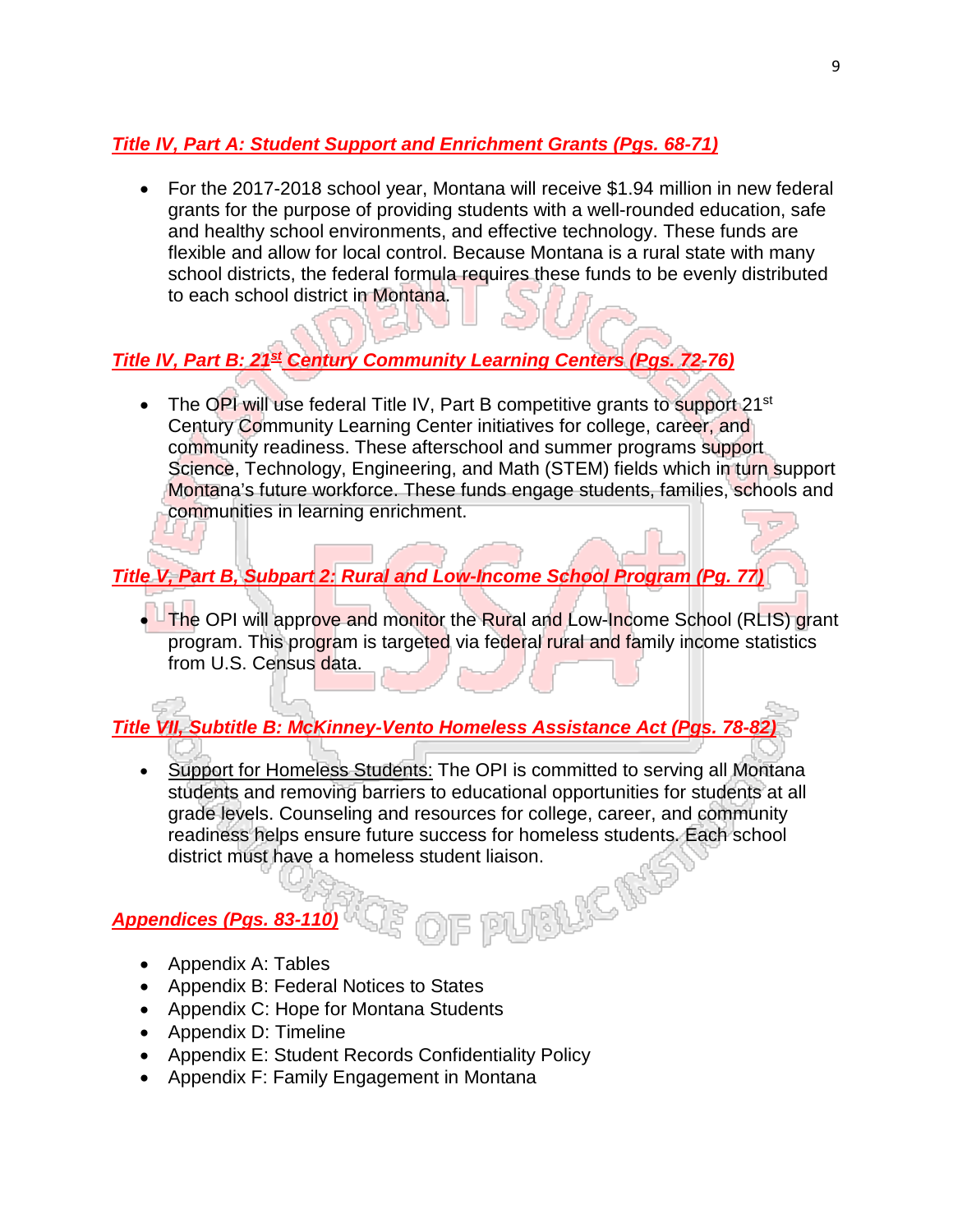### *Title IV, Part A: Student Support and Enrichment Grants (Pgs. 68-71)*

- For the 2017-2018 school year, Montana will receive $1.94 million in new federal grants for the purpose of providing students with a well-rounded education, safe and healthy school environments, and effective technology. These funds are flexible and allow for local control. Because Montana is a rural state with many school districts, the federal formula requires these funds to be evenly distributed to each school district in Montana.

### *Title IV, Part B: 21st Century Community Learning Centers (Pgs. 72-76)*

- The OPI will use federal Title IV, Part B competitive grants to support 21st Century Community Learning Center initiatives for college, career, and community readiness. These afterschool and summer programs support Science, Technology, Engineering, and Math (STEM) fields which in turn support Montana's future workforce. These funds engage students, families, schools and communities in learning enrichment.

### *Title V, Part B, Subpart 2: Rural and Low-Income School Program (Pg. 77)*

- The OPI will approve and monitor the Rural and Low-Income School (RLIS) grant program. This program is targeted via federal rural and family income statistics from U.S. Census data.

### *Title VII, Subtitle B: McKinney-Vento Homeless Assistance Act (Pgs. 78-82)*

- Support for Homeless Students: The OPI is committed to serving all Montana students and removing barriers to educational opportunities for students at all grade levels. Counseling and resources for college, career, and community readiness helps ensure future success for homeless students. Each school district must have a homeless student liaison.

### *Appendices (Pgs. 83-110)*

- Appendix A: Tables
- Appendix B: Federal Notices to States
- Appendix C: Hope for Montana Students
- Appendix D: Timeline
- Appendix E: Student Records Confidentiality Policy
- Appendix F: Family Engagement in Montana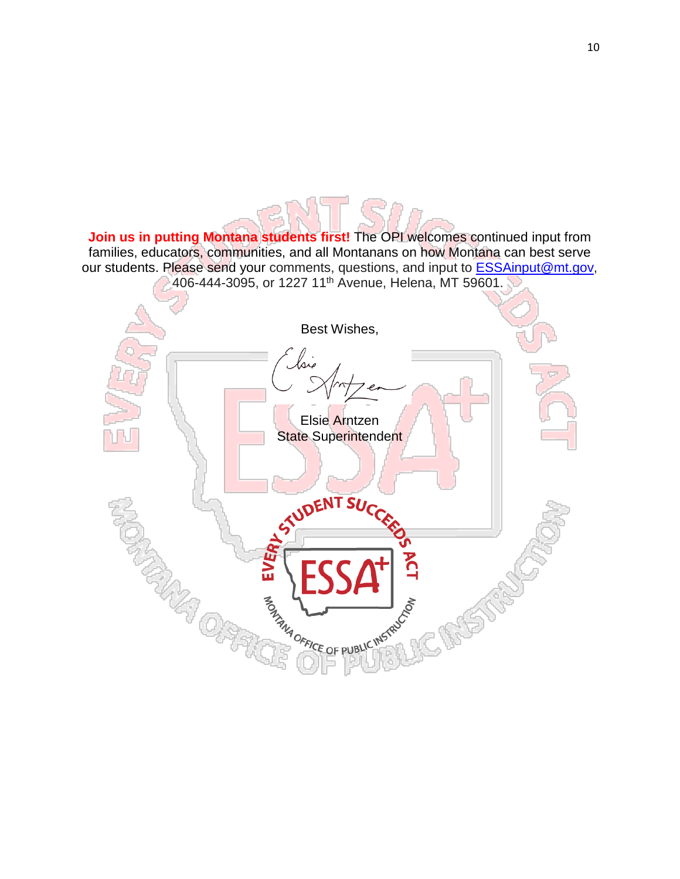**Join us in putting Montana students first!** The OPI welcomes continued input from families, educators, communities, and all Montanans on how Montana can best serve our students. Please send your comments, questions, and input to ESSAinput@mt.gov, 406-444-3095, or 1227 11th Avenue, Helena, MT 59601.

Best Wishes,

Elsie Arntzen
State Superintendent